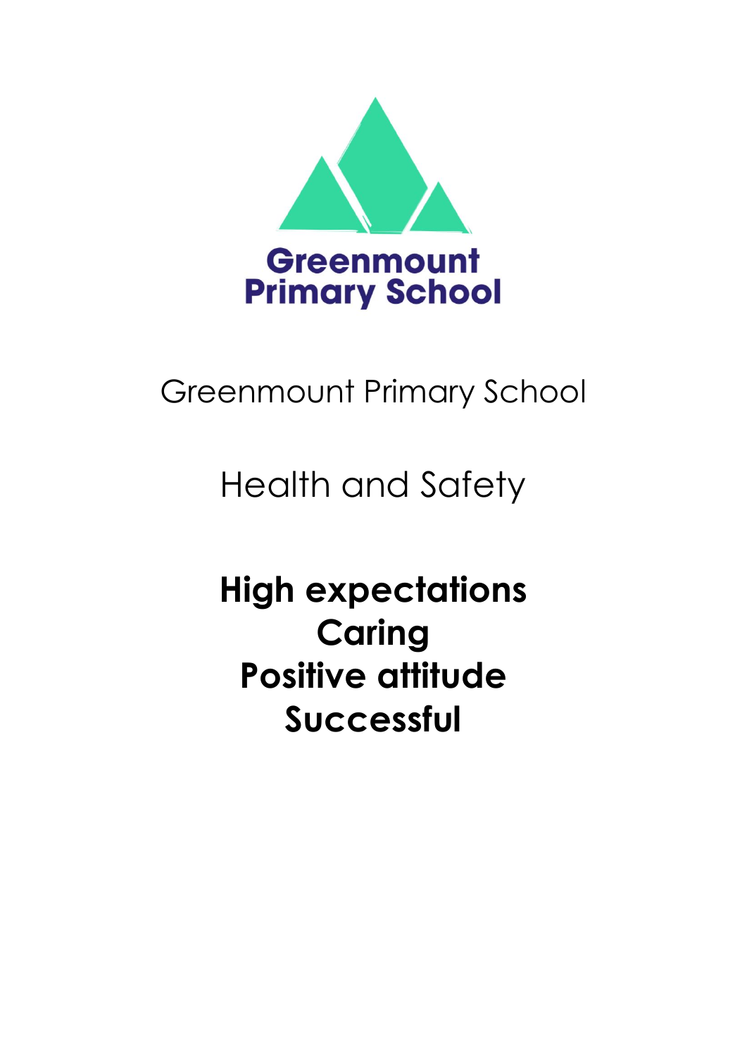Greenmount Primary School

# Greenmount Primary School

## Health and Safety

**High expectations**
**Caring**
**Positive attitude**
**Successful**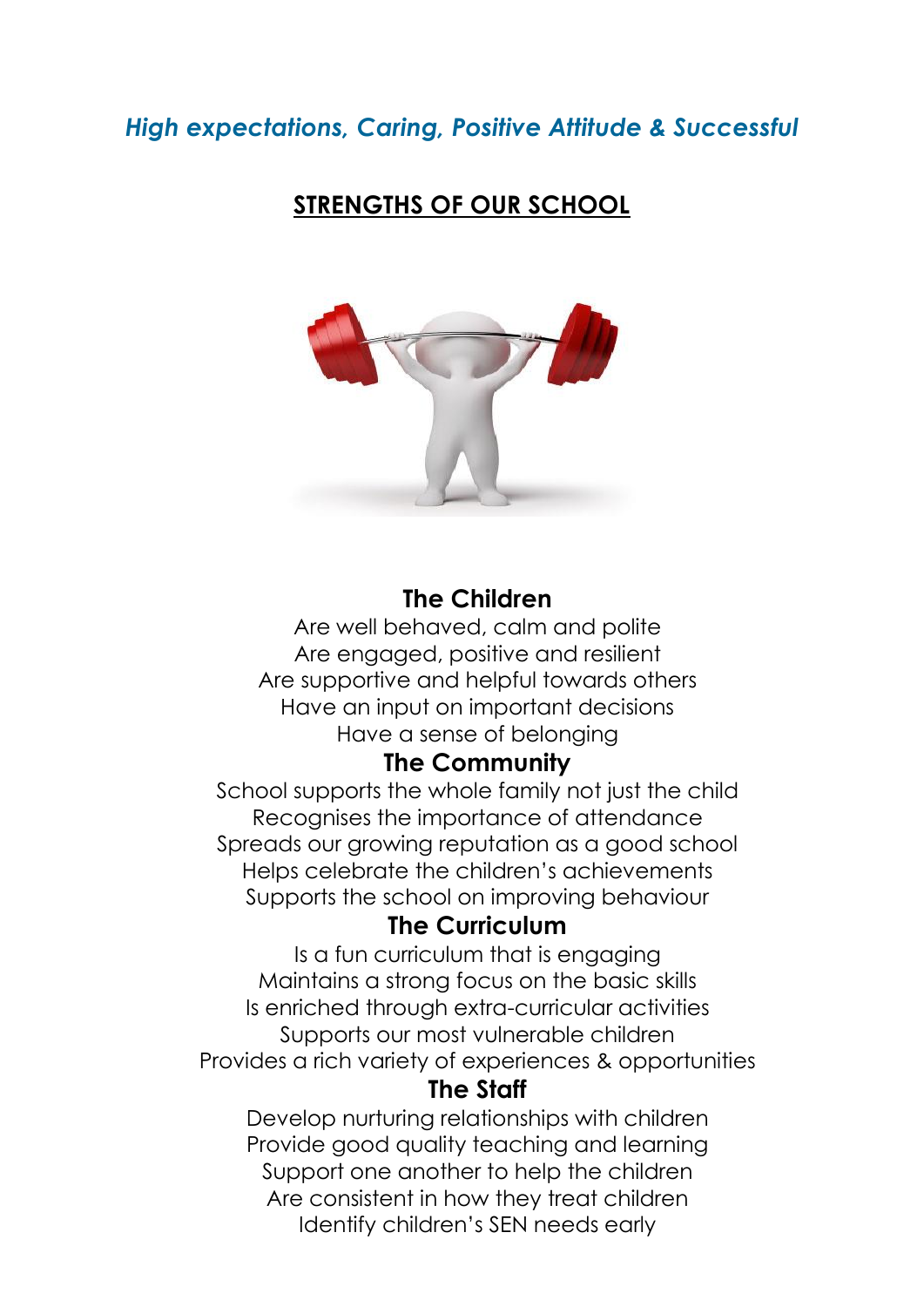*High expectations, Caring, Positive Attitude & Successful*

## STRENGTHS OF OUR SCHOOL

### The Children

Are well behaved, calm and polite
Are engaged, positive and resilient
Are supportive and helpful towards others
Have an input on important decisions
Have a sense of belonging

### The Community

School supports the whole family not just the child
Recognises the importance of attendance
Spreads our growing reputation as a good school
Helps celebrate the children's achievements
Supports the school on improving behaviour

### The Curriculum

Is a fun curriculum that is engaging
Maintains a strong focus on the basic skills
Is enriched through extra-curricular activities
Supports our most vulnerable children
Provides a rich variety of experiences & opportunities

### The Staff

Develop nurturing relationships with children
Provide good quality teaching and learning
Support one another to help the children
Are consistent in how they treat children
Identify children's SEN needs early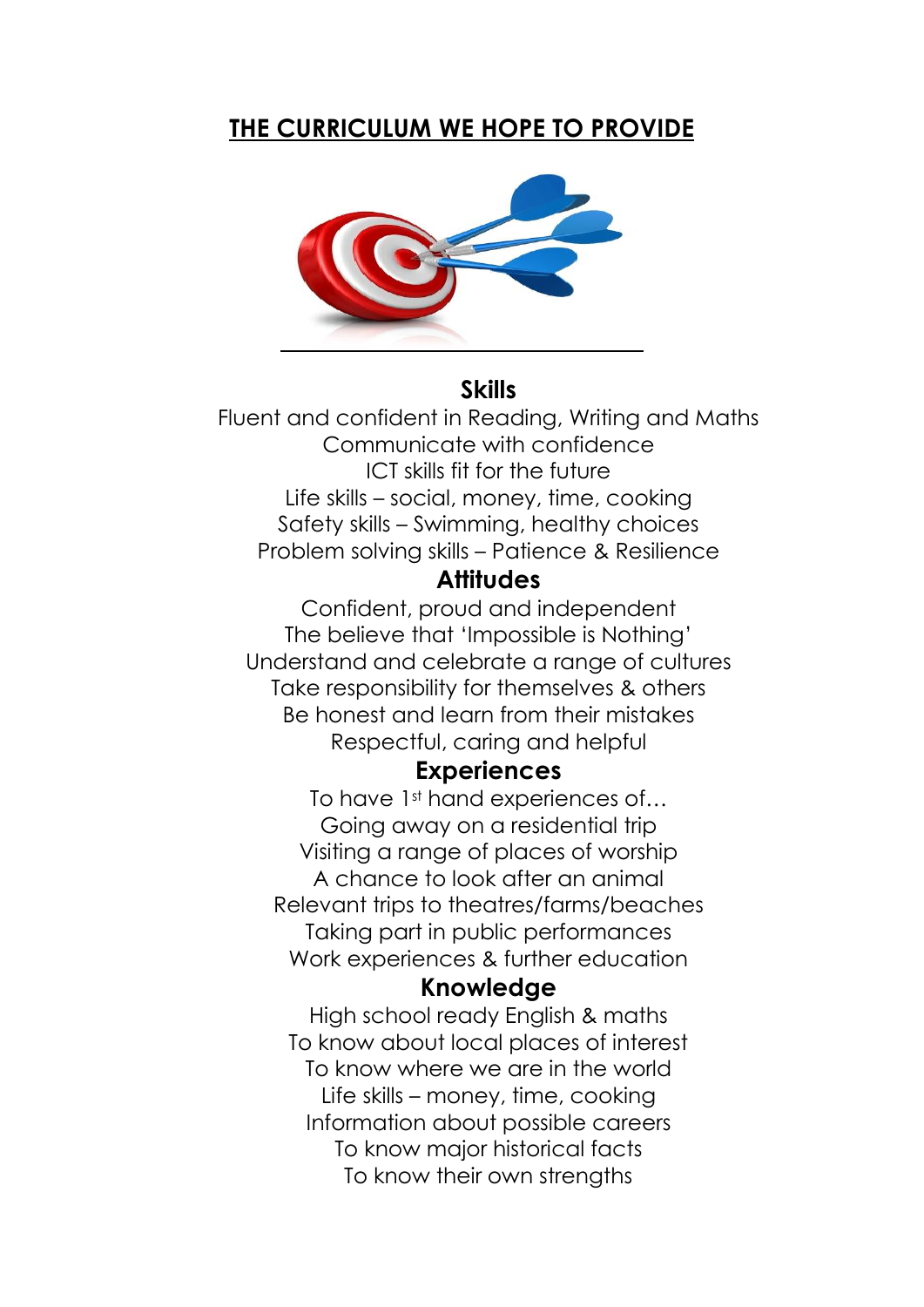# THE CURRICULUM WE HOPE TO PROVIDE

## Skills

Fluent and confident in Reading, Writing and Maths
Communicate with confidence
ICT skills fit for the future
Life skills – social, money, time, cooking
Safety skills – Swimming, healthy choices
Problem solving skills – Patience & Resilience

## Attitudes

Confident, proud and independent
The believe that 'Impossible is Nothing'
Understand and celebrate a range of cultures
Take responsibility for themselves & others
Be honest and learn from their mistakes
Respectful, caring and helpful

## Experiences

To have 1st hand experiences of…
Going away on a residential trip
Visiting a range of places of worship
A chance to look after an animal
Relevant trips to theatres/farms/beaches
Taking part in public performances
Work experiences & further education

## Knowledge

High school ready English & maths
To know about local places of interest
To know where we are in the world
Life skills – money, time, cooking
Information about possible careers
To know major historical facts
To know their own strengths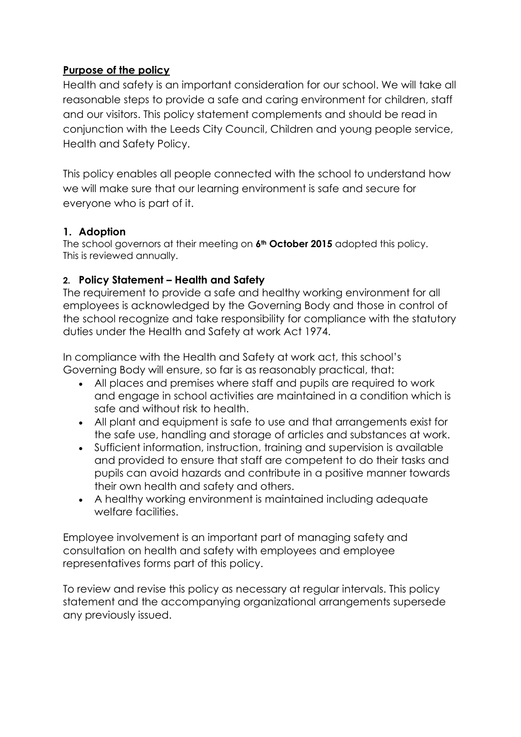## Purpose of the policy

Health and safety is an important consideration for our school. We will take all reasonable steps to provide a safe and caring environment for children, staff and our visitors. This policy statement complements and should be read in conjunction with the Leeds City Council, Children and young people service, Health and Safety Policy.

This policy enables all people connected with the school to understand how we will make sure that our learning environment is safe and secure for everyone who is part of it.

### 1. Adoption

The school governors at their meeting on **6th October 2015** adopted this policy. This is reviewed annually.

### 2. Policy Statement – Health and Safety

The requirement to provide a safe and healthy working environment for all employees is acknowledged by the Governing Body and those in control of the school recognize and take responsibility for compliance with the statutory duties under the Health and Safety at work Act 1974.

In compliance with the Health and Safety at work act, this school's Governing Body will ensure, so far is as reasonably practical, that:

- All places and premises where staff and pupils are required to work and engage in school activities are maintained in a condition which is safe and without risk to health.
- All plant and equipment is safe to use and that arrangements exist for the safe use, handling and storage of articles and substances at work.
- Sufficient information, instruction, training and supervision is available and provided to ensure that staff are competent to do their tasks and pupils can avoid hazards and contribute in a positive manner towards their own health and safety and others.
- A healthy working environment is maintained including adequate welfare facilities.

Employee involvement is an important part of managing safety and consultation on health and safety with employees and employee representatives forms part of this policy.

To review and revise this policy as necessary at regular intervals. This policy statement and the accompanying organizational arrangements supersede any previously issued.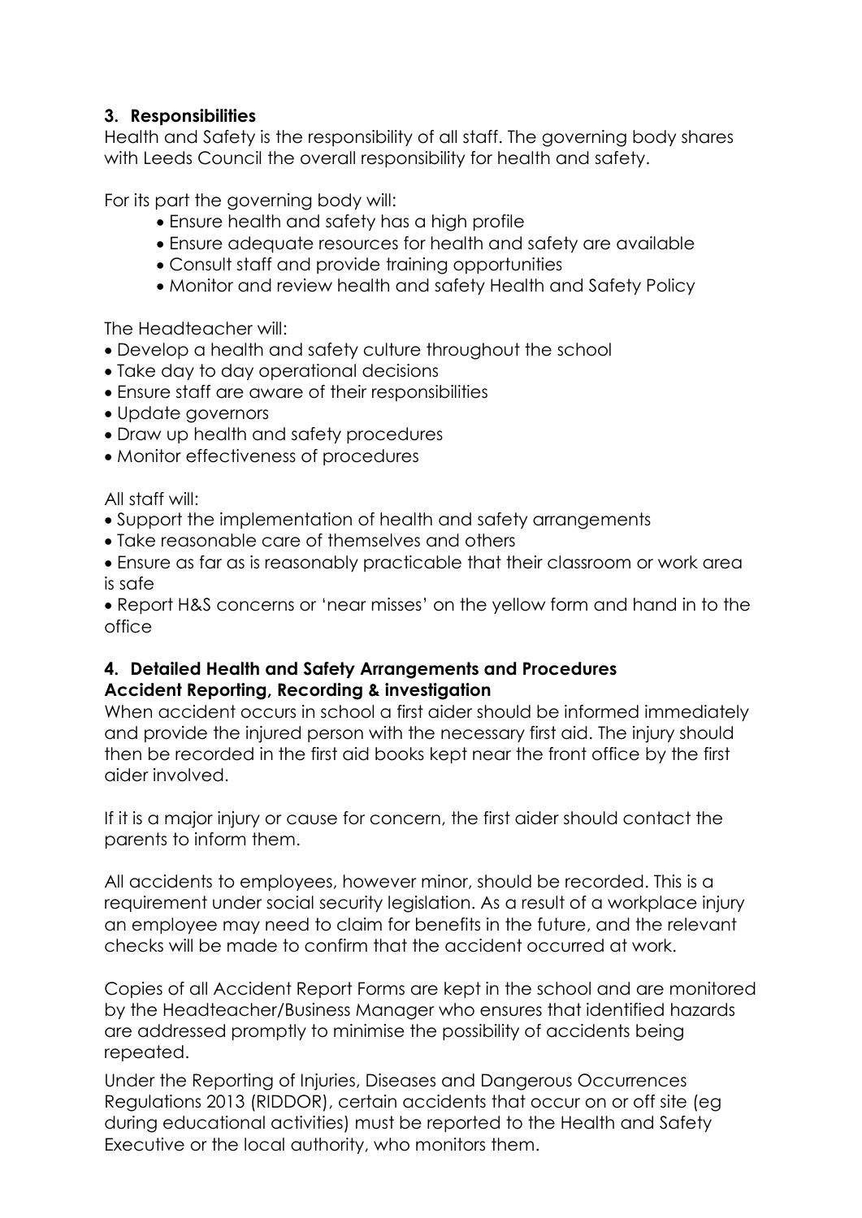### 3. Responsibilities

Health and Safety is the responsibility of all staff. The governing body shares with Leeds Council the overall responsibility for health and safety.

For its part the governing body will:

- Ensure health and safety has a high profile
- Ensure adequate resources for health and safety are available
- Consult staff and provide training opportunities
- Monitor and review health and safety Health and Safety Policy

The Headteacher will:

- Develop a health and safety culture throughout the school
- Take day to day operational decisions
- Ensure staff are aware of their responsibilities
- Update governors
- Draw up health and safety procedures
- Monitor effectiveness of procedures

All staff will:

- Support the implementation of health and safety arrangements
- Take reasonable care of themselves and others
- Ensure as far as is reasonably practicable that their classroom or work area is safe
- Report H&S concerns or 'near misses' on the yellow form and hand in to the office

### 4. Detailed Health and Safety Arrangements and Procedures

**Accident Reporting, Recording & investigation**

When accident occurs in school a first aider should be informed immediately and provide the injured person with the necessary first aid. The injury should then be recorded in the first aid books kept near the front office by the first aider involved.

If it is a major injury or cause for concern, the first aider should contact the parents to inform them.

All accidents to employees, however minor, should be recorded. This is a requirement under social security legislation. As a result of a workplace injury an employee may need to claim for benefits in the future, and the relevant checks will be made to confirm that the accident occurred at work.

Copies of all Accident Report Forms are kept in the school and are monitored by the Headteacher/Business Manager who ensures that identified hazards are addressed promptly to minimise the possibility of accidents being repeated.

Under the Reporting of Injuries, Diseases and Dangerous Occurrences Regulations 2013 (RIDDOR), certain accidents that occur on or off site (eg during educational activities) must be reported to the Health and Safety Executive or the local authority, who monitors them.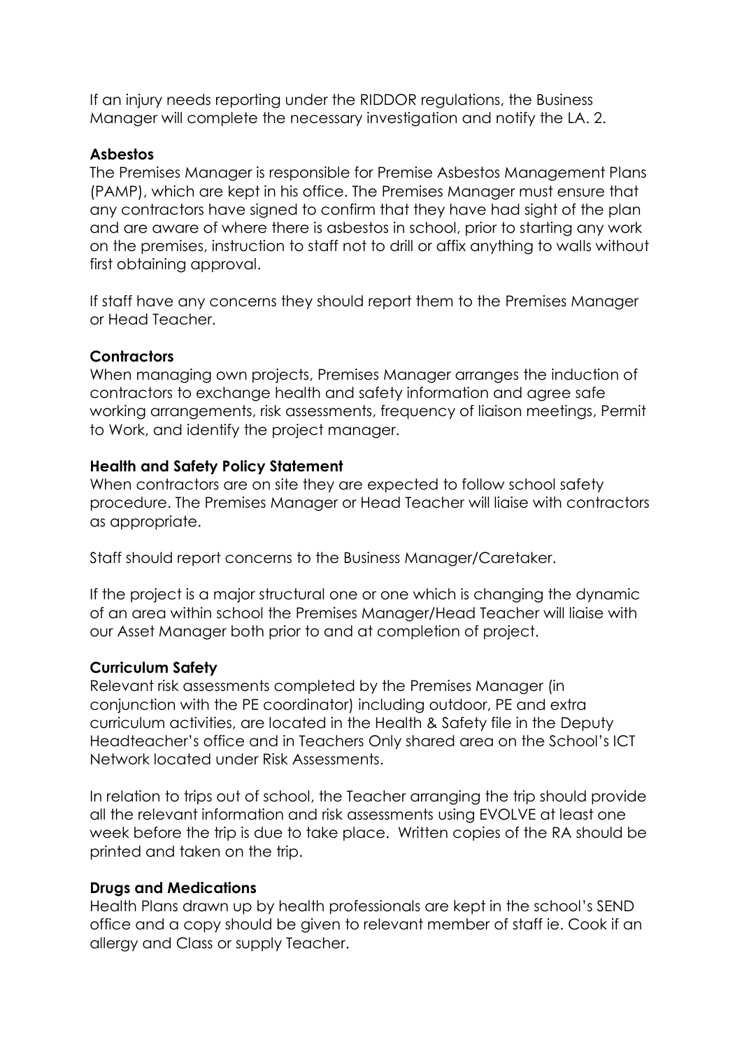If an injury needs reporting under the RIDDOR regulations, the Business Manager will complete the necessary investigation and notify the LA. 2.

**Asbestos**
The Premises Manager is responsible for Premise Asbestos Management Plans (PAMP), which are kept in his office. The Premises Manager must ensure that any contractors have signed to confirm that they have had sight of the plan and are aware of where there is asbestos in school, prior to starting any work on the premises, instruction to staff not to drill or affix anything to walls without first obtaining approval.

If staff have any concerns they should report them to the Premises Manager or Head Teacher.

**Contractors**
When managing own projects, Premises Manager arranges the induction of contractors to exchange health and safety information and agree safe working arrangements, risk assessments, frequency of liaison meetings, Permit to Work, and identify the project manager.

**Health and Safety Policy Statement**
When contractors are on site they are expected to follow school safety procedure. The Premises Manager or Head Teacher will liaise with contractors as appropriate.

Staff should report concerns to the Business Manager/Caretaker.

If the project is a major structural one or one which is changing the dynamic of an area within school the Premises Manager/Head Teacher will liaise with our Asset Manager both prior to and at completion of project.

**Curriculum Safety**
Relevant risk assessments completed by the Premises Manager (in conjunction with the PE coordinator) including outdoor, PE and extra curriculum activities, are located in the Health & Safety file in the Deputy Headteacher's office and in Teachers Only shared area on the School's ICT Network located under Risk Assessments.

In relation to trips out of school, the Teacher arranging the trip should provide all the relevant information and risk assessments using EVOLVE at least one week before the trip is due to take place. Written copies of the RA should be printed and taken on the trip.

**Drugs and Medications**
Health Plans drawn up by health professionals are kept in the school's SEND office and a copy should be given to relevant member of staff ie. Cook if an allergy and Class or supply Teacher.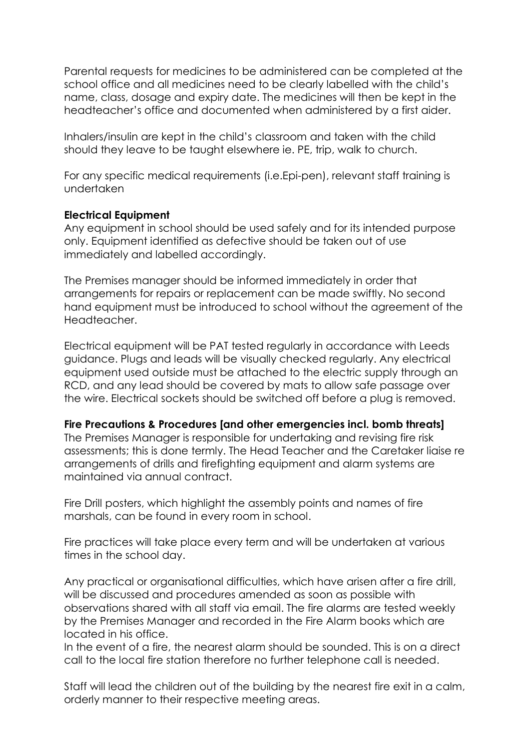Parental requests for medicines to be administered can be completed at the school office and all medicines need to be clearly labelled with the child's name, class, dosage and expiry date. The medicines will then be kept in the headteacher's office and documented when administered by a first aider.

Inhalers/insulin are kept in the child's classroom and taken with the child should they leave to be taught elsewhere ie. PE, trip, walk to church.

For any specific medical requirements (i.e.Epi-pen), relevant staff training is undertaken

**Electrical Equipment**

Any equipment in school should be used safely and for its intended purpose only. Equipment identified as defective should be taken out of use immediately and labelled accordingly.

The Premises manager should be informed immediately in order that arrangements for repairs or replacement can be made swiftly. No second hand equipment must be introduced to school without the agreement of the Headteacher.

Electrical equipment will be PAT tested regularly in accordance with Leeds guidance. Plugs and leads will be visually checked regularly. Any electrical equipment used outside must be attached to the electric supply through an RCD, and any lead should be covered by mats to allow safe passage over the wire. Electrical sockets should be switched off before a plug is removed.

**Fire Precautions & Procedures [and other emergencies incl. bomb threats]**

The Premises Manager is responsible for undertaking and revising fire risk assessments; this is done termly. The Head Teacher and the Caretaker liaise re arrangements of drills and firefighting equipment and alarm systems are maintained via annual contract.

Fire Drill posters, which highlight the assembly points and names of fire marshals, can be found in every room in school.

Fire practices will take place every term and will be undertaken at various times in the school day.

Any practical or organisational difficulties, which have arisen after a fire drill, will be discussed and procedures amended as soon as possible with observations shared with all staff via email. The fire alarms are tested weekly by the Premises Manager and recorded in the Fire Alarm books which are located in his office.

In the event of a fire, the nearest alarm should be sounded. This is on a direct call to the local fire station therefore no further telephone call is needed.

Staff will lead the children out of the building by the nearest fire exit in a calm, orderly manner to their respective meeting areas.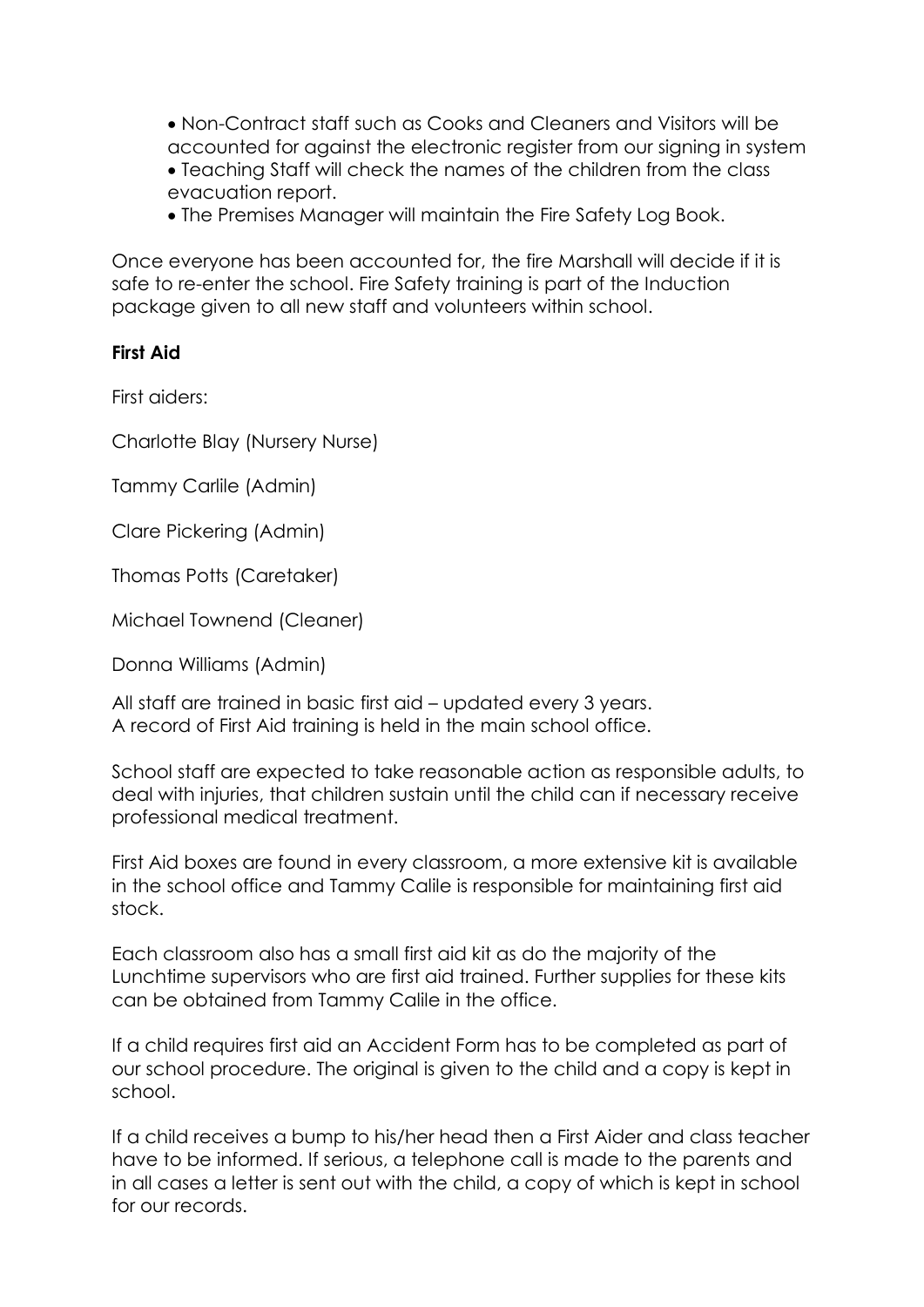- Non-Contract staff such as Cooks and Cleaners and Visitors will be accounted for against the electronic register from our signing in system
- Teaching Staff will check the names of the children from the class evacuation report.
- The Premises Manager will maintain the Fire Safety Log Book.

Once everyone has been accounted for, the fire Marshall will decide if it is safe to re-enter the school. Fire Safety training is part of the Induction package given to all new staff and volunteers within school.

**First Aid**

First aiders:

Charlotte Blay (Nursery Nurse)

Tammy Carlile (Admin)

Clare Pickering (Admin)

Thomas Potts (Caretaker)

Michael Townend (Cleaner)

Donna Williams (Admin)

All staff are trained in basic first aid – updated every 3 years.
A record of First Aid training is held in the main school office.

School staff are expected to take reasonable action as responsible adults, to deal with injuries, that children sustain until the child can if necessary receive professional medical treatment.

First Aid boxes are found in every classroom, a more extensive kit is available in the school office and Tammy Calile is responsible for maintaining first aid stock.

Each classroom also has a small first aid kit as do the majority of the Lunchtime supervisors who are first aid trained. Further supplies for these kits can be obtained from Tammy Calile in the office.

If a child requires first aid an Accident Form has to be completed as part of our school procedure. The original is given to the child and a copy is kept in school.

If a child receives a bump to his/her head then a First Aider and class teacher have to be informed. If serious, a telephone call is made to the parents and in all cases a letter is sent out with the child, a copy of which is kept in school for our records.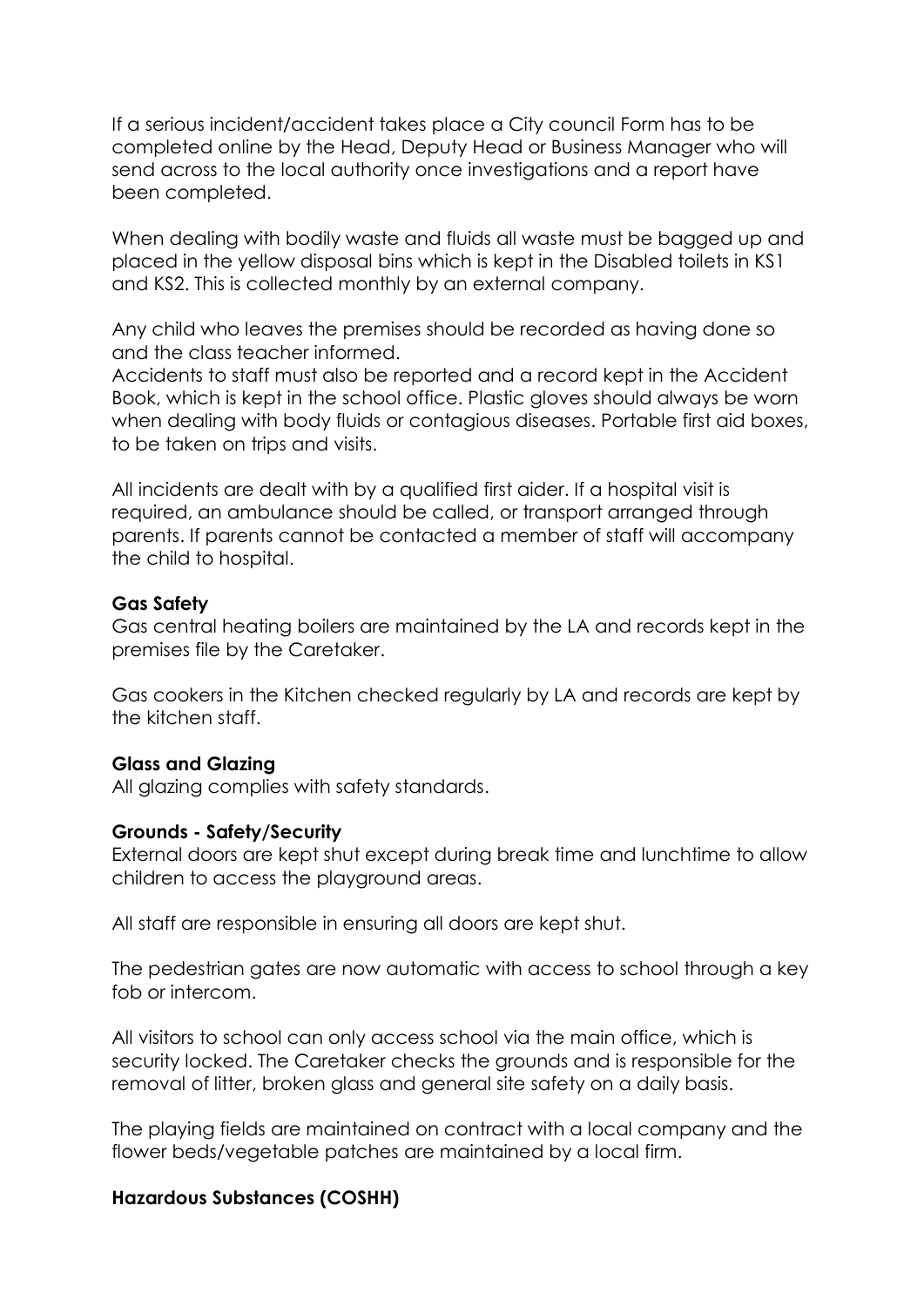If a serious incident/accident takes place a City council Form has to be completed online by the Head, Deputy Head or Business Manager who will send across to the local authority once investigations and a report have been completed.

When dealing with bodily waste and fluids all waste must be bagged up and placed in the yellow disposal bins which is kept in the Disabled toilets in KS1 and KS2. This is collected monthly by an external company.

Any child who leaves the premises should be recorded as having done so and the class teacher informed.
Accidents to staff must also be reported and a record kept in the Accident Book, which is kept in the school office. Plastic gloves should always be worn when dealing with body fluids or contagious diseases. Portable first aid boxes, to be taken on trips and visits.

All incidents are dealt with by a qualified first aider. If a hospital visit is required, an ambulance should be called, or transport arranged through parents. If parents cannot be contacted a member of staff will accompany the child to hospital.

**Gas Safety**
Gas central heating boilers are maintained by the LA and records kept in the premises file by the Caretaker.

Gas cookers in the Kitchen checked regularly by LA and records are kept by the kitchen staff.

**Glass and Glazing**
All glazing complies with safety standards.

**Grounds - Safety/Security**
External doors are kept shut except during break time and lunchtime to allow children to access the playground areas.

All staff are responsible in ensuring all doors are kept shut.

The pedestrian gates are now automatic with access to school through a key fob or intercom.

All visitors to school can only access school via the main office, which is security locked. The Caretaker checks the grounds and is responsible for the removal of litter, broken glass and general site safety on a daily basis.

The playing fields are maintained on contract with a local company and the flower beds/vegetable patches are maintained by a local firm.

**Hazardous Substances (COSHH)**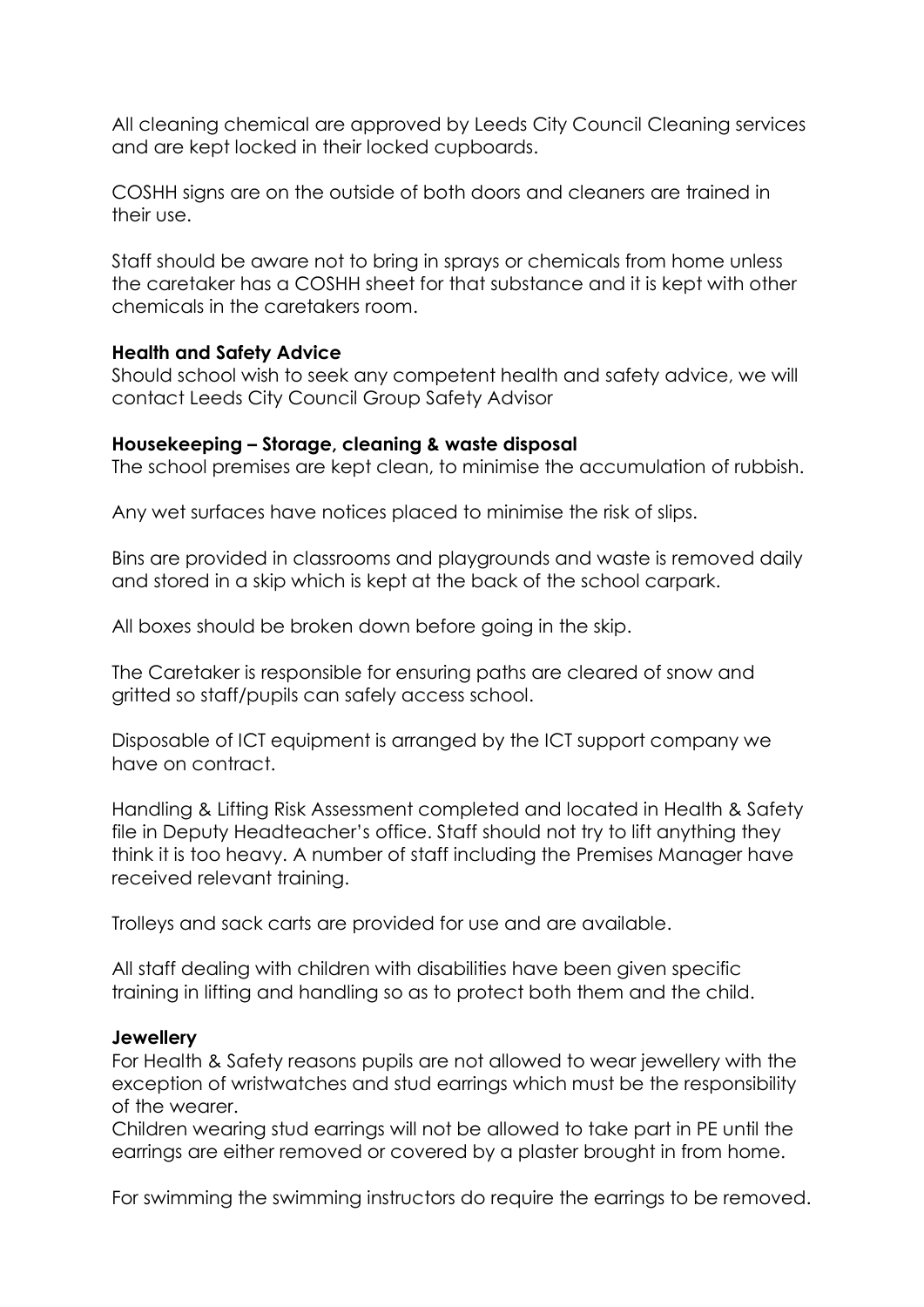All cleaning chemical are approved by Leeds City Council Cleaning services and are kept locked in their locked cupboards.

COSHH signs are on the outside of both doors and cleaners are trained in their use.

Staff should be aware not to bring in sprays or chemicals from home unless the caretaker has a COSHH sheet for that substance and it is kept with other chemicals in the caretakers room.

**Health and Safety Advice**
Should school wish to seek any competent health and safety advice, we will contact Leeds City Council Group Safety Advisor

**Housekeeping – Storage, cleaning & waste disposal**
The school premises are kept clean, to minimise the accumulation of rubbish.

Any wet surfaces have notices placed to minimise the risk of slips.

Bins are provided in classrooms and playgrounds and waste is removed daily and stored in a skip which is kept at the back of the school carpark.

All boxes should be broken down before going in the skip.

The Caretaker is responsible for ensuring paths are cleared of snow and gritted so staff/pupils can safely access school.

Disposable of ICT equipment is arranged by the ICT support company we have on contract.

Handling & Lifting Risk Assessment completed and located in Health & Safety file in Deputy Headteacher's office. Staff should not try to lift anything they think it is too heavy. A number of staff including the Premises Manager have received relevant training.

Trolleys and sack carts are provided for use and are available.

All staff dealing with children with disabilities have been given specific training in lifting and handling so as to protect both them and the child.

**Jewellery**
For Health & Safety reasons pupils are not allowed to wear jewellery with the exception of wristwatches and stud earrings which must be the responsibility of the wearer.
Children wearing stud earrings will not be allowed to take part in PE until the earrings are either removed or covered by a plaster brought in from home.

For swimming the swimming instructors do require the earrings to be removed.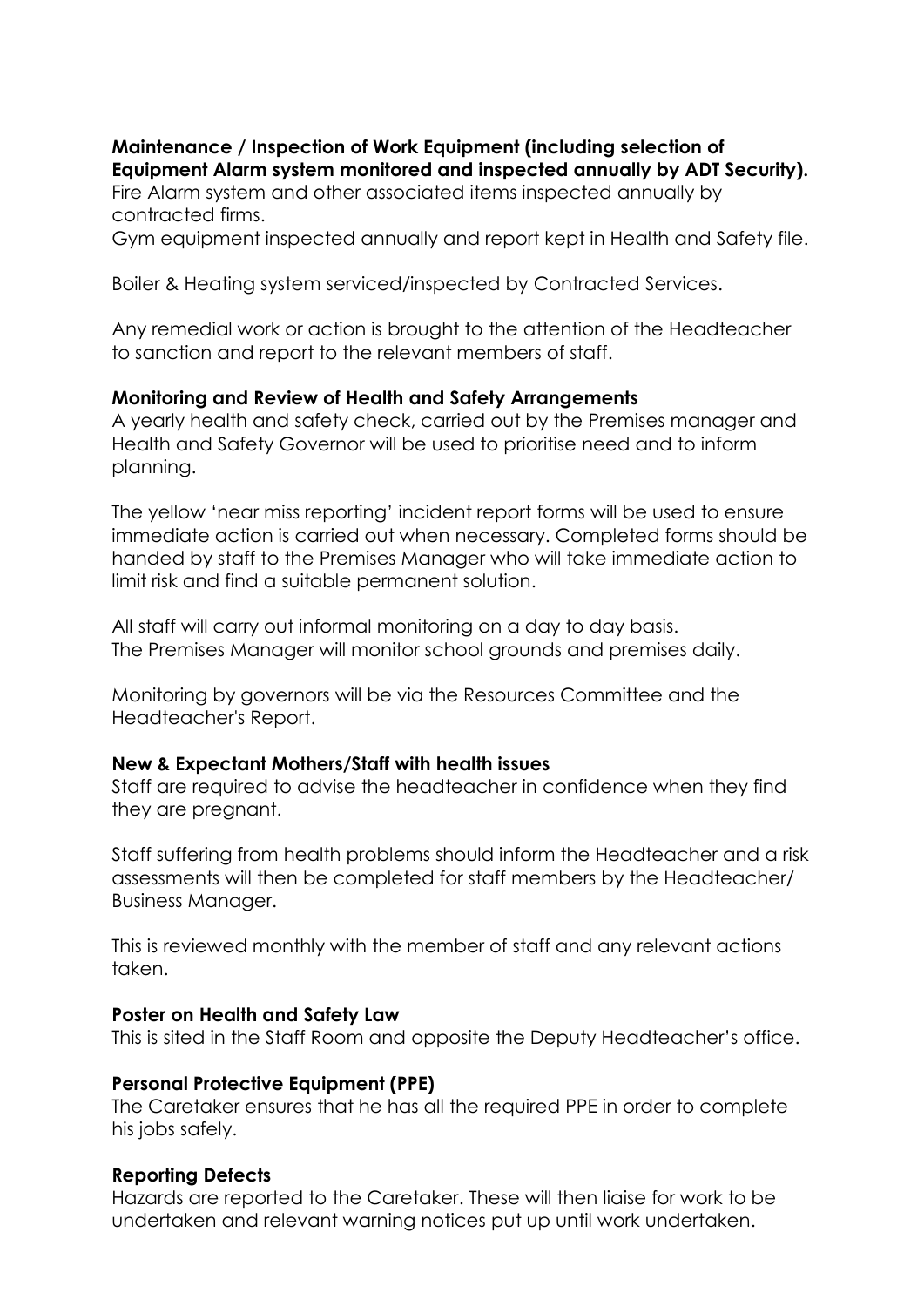**Maintenance / Inspection of Work Equipment (including selection of Equipment Alarm system monitored and inspected annually by ADT Security).**
Fire Alarm system and other associated items inspected annually by contracted firms.
Gym equipment inspected annually and report kept in Health and Safety file.

Boiler & Heating system serviced/inspected by Contracted Services.

Any remedial work or action is brought to the attention of the Headteacher to sanction and report to the relevant members of staff.

**Monitoring and Review of Health and Safety Arrangements**
A yearly health and safety check, carried out by the Premises manager and Health and Safety Governor will be used to prioritise need and to inform planning.

The yellow 'near miss reporting' incident report forms will be used to ensure immediate action is carried out when necessary. Completed forms should be handed by staff to the Premises Manager who will take immediate action to limit risk and find a suitable permanent solution.

All staff will carry out informal monitoring on a day to day basis.
The Premises Manager will monitor school grounds and premises daily.

Monitoring by governors will be via the Resources Committee and the Headteacher's Report.

**New & Expectant Mothers/Staff with health issues**
Staff are required to advise the headteacher in confidence when they find they are pregnant.

Staff suffering from health problems should inform the Headteacher and a risk assessments will then be completed for staff members by the Headteacher/ Business Manager.

This is reviewed monthly with the member of staff and any relevant actions taken.

**Poster on Health and Safety Law**
This is sited in the Staff Room and opposite the Deputy Headteacher's office.

**Personal Protective Equipment (PPE)**
The Caretaker ensures that he has all the required PPE in order to complete his jobs safely.

**Reporting Defects**
Hazards are reported to the Caretaker. These will then liaise for work to be undertaken and relevant warning notices put up until work undertaken.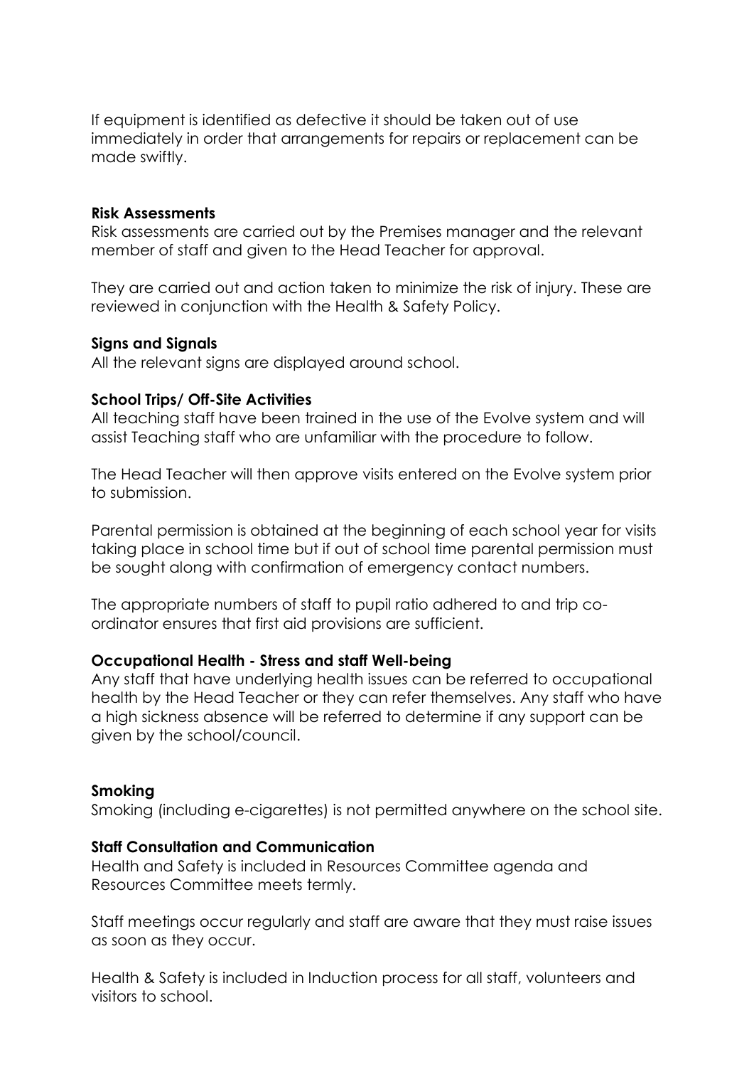If equipment is identified as defective it should be taken out of use immediately in order that arrangements for repairs or replacement can be made swiftly.

**Risk Assessments**
Risk assessments are carried out by the Premises manager and the relevant member of staff and given to the Head Teacher for approval.

They are carried out and action taken to minimize the risk of injury. These are reviewed in conjunction with the Health & Safety Policy.

**Signs and Signals**
All the relevant signs are displayed around school.

**School Trips/ Off-Site Activities**
All teaching staff have been trained in the use of the Evolve system and will assist Teaching staff who are unfamiliar with the procedure to follow.

The Head Teacher will then approve visits entered on the Evolve system prior to submission.

Parental permission is obtained at the beginning of each school year for visits taking place in school time but if out of school time parental permission must be sought along with confirmation of emergency contact numbers.

The appropriate numbers of staff to pupil ratio adhered to and trip co-ordinator ensures that first aid provisions are sufficient.

**Occupational Health - Stress and staff Well-being**
Any staff that have underlying health issues can be referred to occupational health by the Head Teacher or they can refer themselves. Any staff who have a high sickness absence will be referred to determine if any support can be given by the school/council.

**Smoking**
Smoking (including e-cigarettes) is not permitted anywhere on the school site.

**Staff Consultation and Communication**
Health and Safety is included in Resources Committee agenda and Resources Committee meets termly.

Staff meetings occur regularly and staff are aware that they must raise issues as soon as they occur.

Health & Safety is included in Induction process for all staff, volunteers and visitors to school.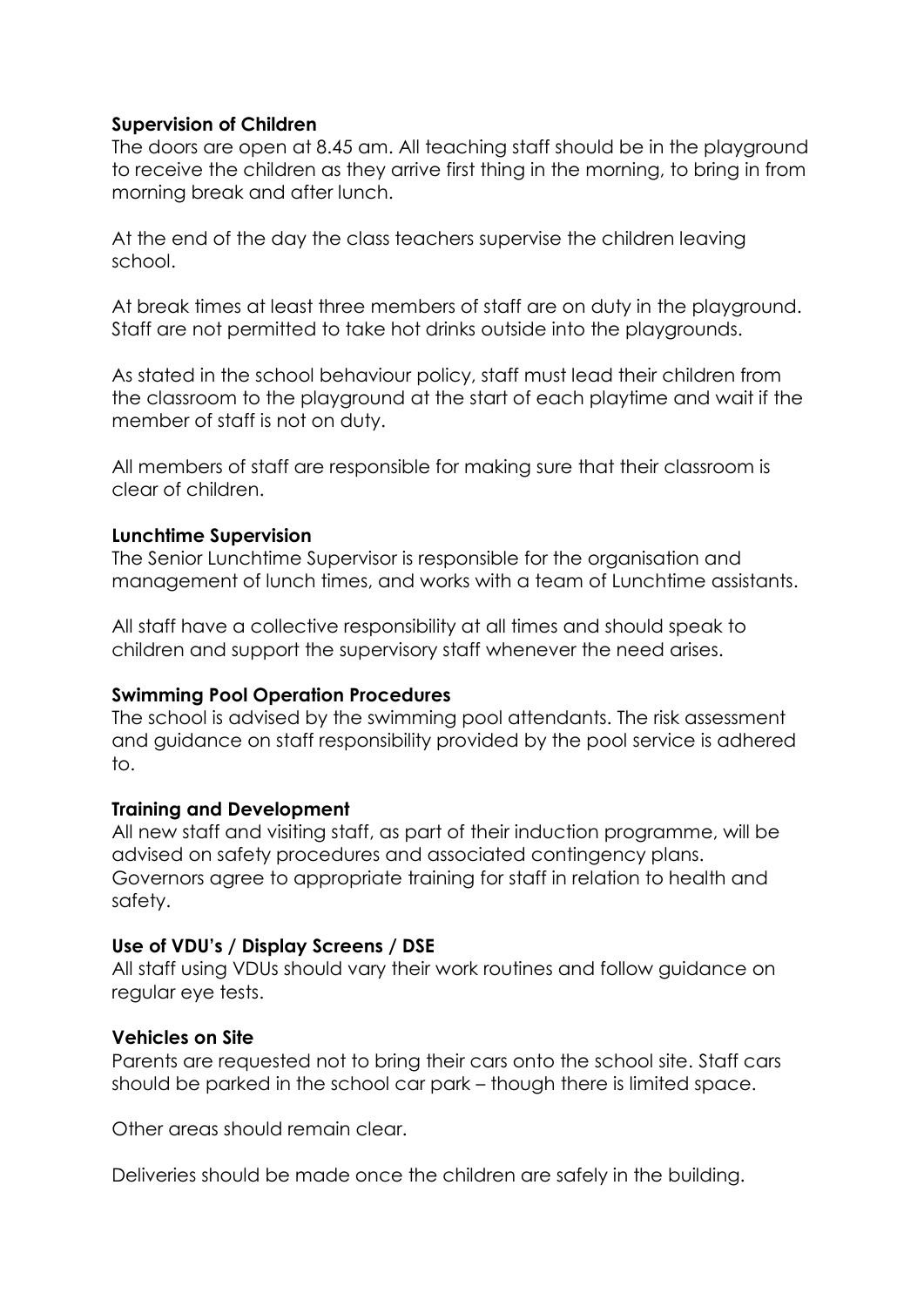**Supervision of Children**
The doors are open at 8.45 am. All teaching staff should be in the playground to receive the children as they arrive first thing in the morning, to bring in from morning break and after lunch.

At the end of the day the class teachers supervise the children leaving school.

At break times at least three members of staff are on duty in the playground. Staff are not permitted to take hot drinks outside into the playgrounds.

As stated in the school behaviour policy, staff must lead their children from the classroom to the playground at the start of each playtime and wait if the member of staff is not on duty.

All members of staff are responsible for making sure that their classroom is clear of children.

**Lunchtime Supervision**
The Senior Lunchtime Supervisor is responsible for the organisation and management of lunch times, and works with a team of Lunchtime assistants.

All staff have a collective responsibility at all times and should speak to children and support the supervisory staff whenever the need arises.

**Swimming Pool Operation Procedures**
The school is advised by the swimming pool attendants. The risk assessment and guidance on staff responsibility provided by the pool service is adhered to.

**Training and Development**
All new staff and visiting staff, as part of their induction programme, will be advised on safety procedures and associated contingency plans. Governors agree to appropriate training for staff in relation to health and safety.

**Use of VDU's / Display Screens / DSE**
All staff using VDUs should vary their work routines and follow guidance on regular eye tests.

**Vehicles on Site**
Parents are requested not to bring their cars onto the school site. Staff cars should be parked in the school car park – though there is limited space.

Other areas should remain clear.

Deliveries should be made once the children are safely in the building.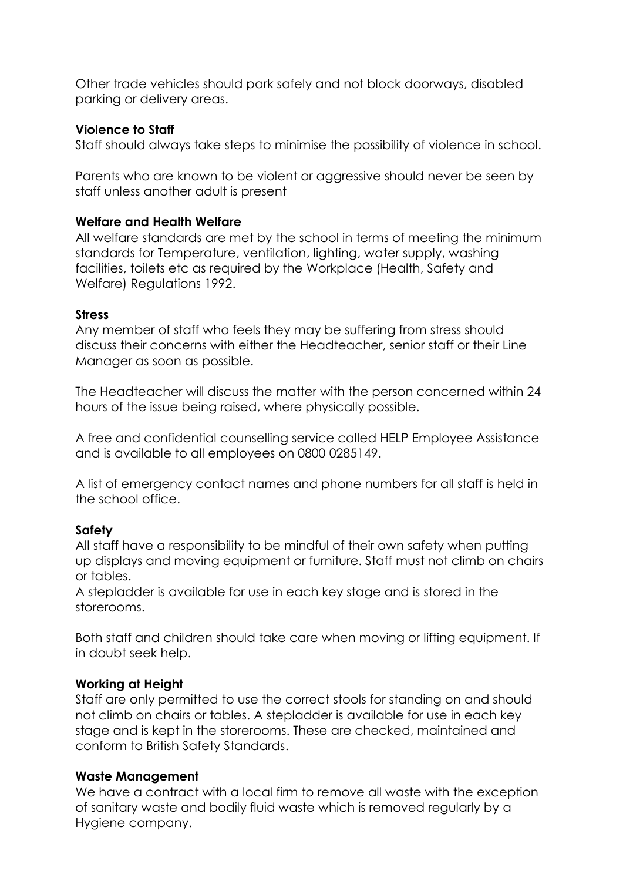Other trade vehicles should park safely and not block doorways, disabled parking or delivery areas.

**Violence to Staff**

Staff should always take steps to minimise the possibility of violence in school.

Parents who are known to be violent or aggressive should never be seen by staff unless another adult is present

**Welfare and Health Welfare**

All welfare standards are met by the school in terms of meeting the minimum standards for Temperature, ventilation, lighting, water supply, washing facilities, toilets etc as required by the Workplace (Health, Safety and Welfare) Regulations 1992.

**Stress**

Any member of staff who feels they may be suffering from stress should discuss their concerns with either the Headteacher, senior staff or their Line Manager as soon as possible.

The Headteacher will discuss the matter with the person concerned within 24 hours of the issue being raised, where physically possible.

A free and confidential counselling service called HELP Employee Assistance and is available to all employees on 0800 0285149.

A list of emergency contact names and phone numbers for all staff is held in the school office.

**Safety**

All staff have a responsibility to be mindful of their own safety when putting up displays and moving equipment or furniture. Staff must not climb on chairs or tables.

A stepladder is available for use in each key stage and is stored in the storerooms.

Both staff and children should take care when moving or lifting equipment. If in doubt seek help.

**Working at Height**

Staff are only permitted to use the correct stools for standing on and should not climb on chairs or tables. A stepladder is available for use in each key stage and is kept in the storerooms. These are checked, maintained and conform to British Safety Standards.

**Waste Management**

We have a contract with a local firm to remove all waste with the exception of sanitary waste and bodily fluid waste which is removed regularly by a Hygiene company.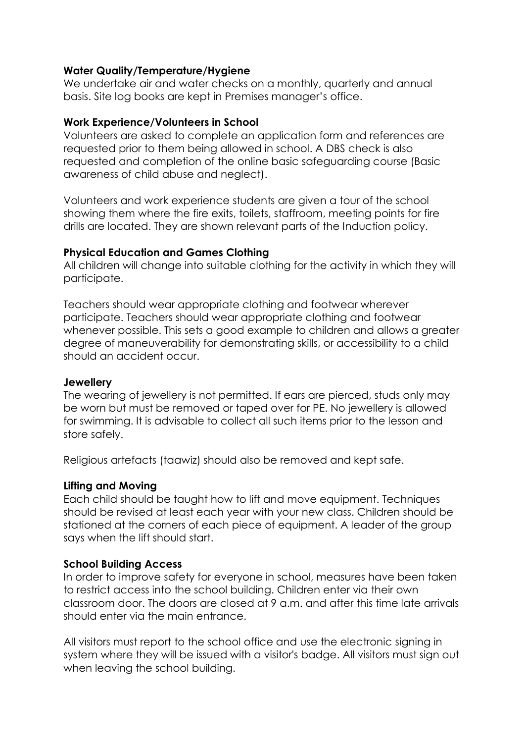**Water Quality/Temperature/Hygiene**
We undertake air and water checks on a monthly, quarterly and annual basis. Site log books are kept in Premises manager's office.

**Work Experience/Volunteers in School**
Volunteers are asked to complete an application form and references are requested prior to them being allowed in school. A DBS check is also requested and completion of the online basic safeguarding course (Basic awareness of child abuse and neglect).

Volunteers and work experience students are given a tour of the school showing them where the fire exits, toilets, staffroom, meeting points for fire drills are located. They are shown relevant parts of the Induction policy.

**Physical Education and Games Clothing**
All children will change into suitable clothing for the activity in which they will participate.

Teachers should wear appropriate clothing and footwear wherever participate. Teachers should wear appropriate clothing and footwear whenever possible. This sets a good example to children and allows a greater degree of maneuverability for demonstrating skills, or accessibility to a child should an accident occur.

**Jewellery**
The wearing of jewellery is not permitted. If ears are pierced, studs only may be worn but must be removed or taped over for PE. No jewellery is allowed for swimming. It is advisable to collect all such items prior to the lesson and store safely.

Religious artefacts (taawiz) should also be removed and kept safe.

**Lifting and Moving**
Each child should be taught how to lift and move equipment. Techniques should be revised at least each year with your new class. Children should be stationed at the corners of each piece of equipment. A leader of the group says when the lift should start.

**School Building Access**
In order to improve safety for everyone in school, measures have been taken to restrict access into the school building. Children enter via their own classroom door. The doors are closed at 9 a.m. and after this time late arrivals should enter via the main entrance.

All visitors must report to the school office and use the electronic signing in system where they will be issued with a visitor's badge. All visitors must sign out when leaving the school building.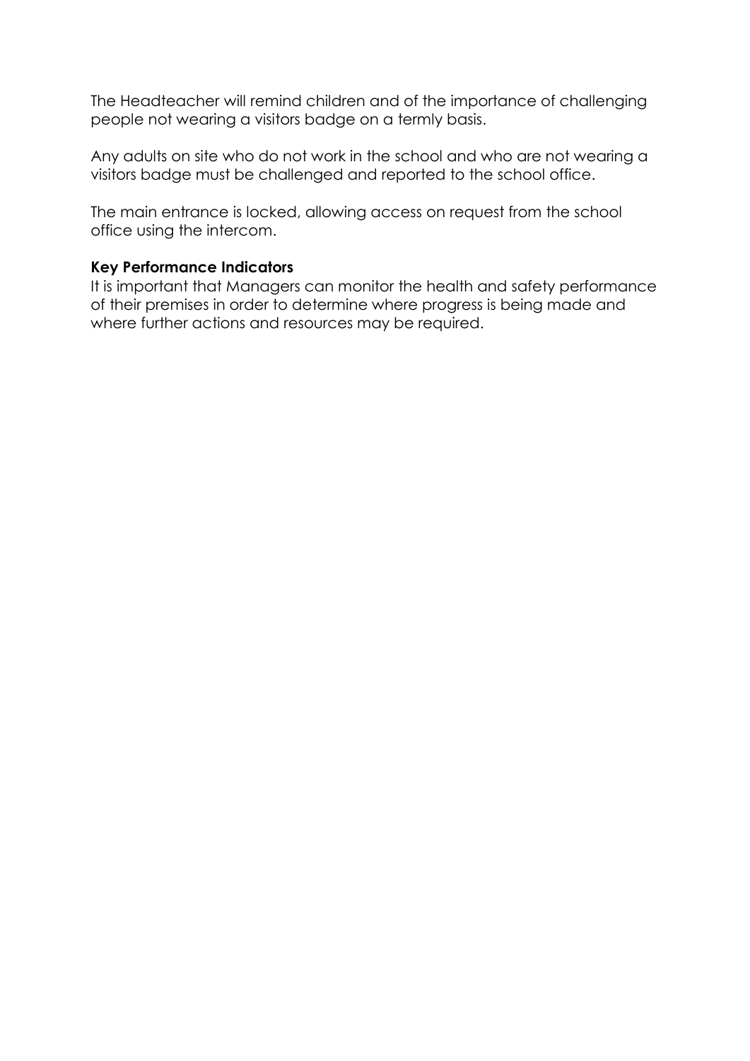The Headteacher will remind children and of the importance of challenging people not wearing a visitors badge on a termly basis.

Any adults on site who do not work in the school and who are not wearing a visitors badge must be challenged and reported to the school office.

The main entrance is locked, allowing access on request from the school office using the intercom.

**Key Performance Indicators**

It is important that Managers can monitor the health and safety performance of their premises in order to determine where progress is being made and where further actions and resources may be required.